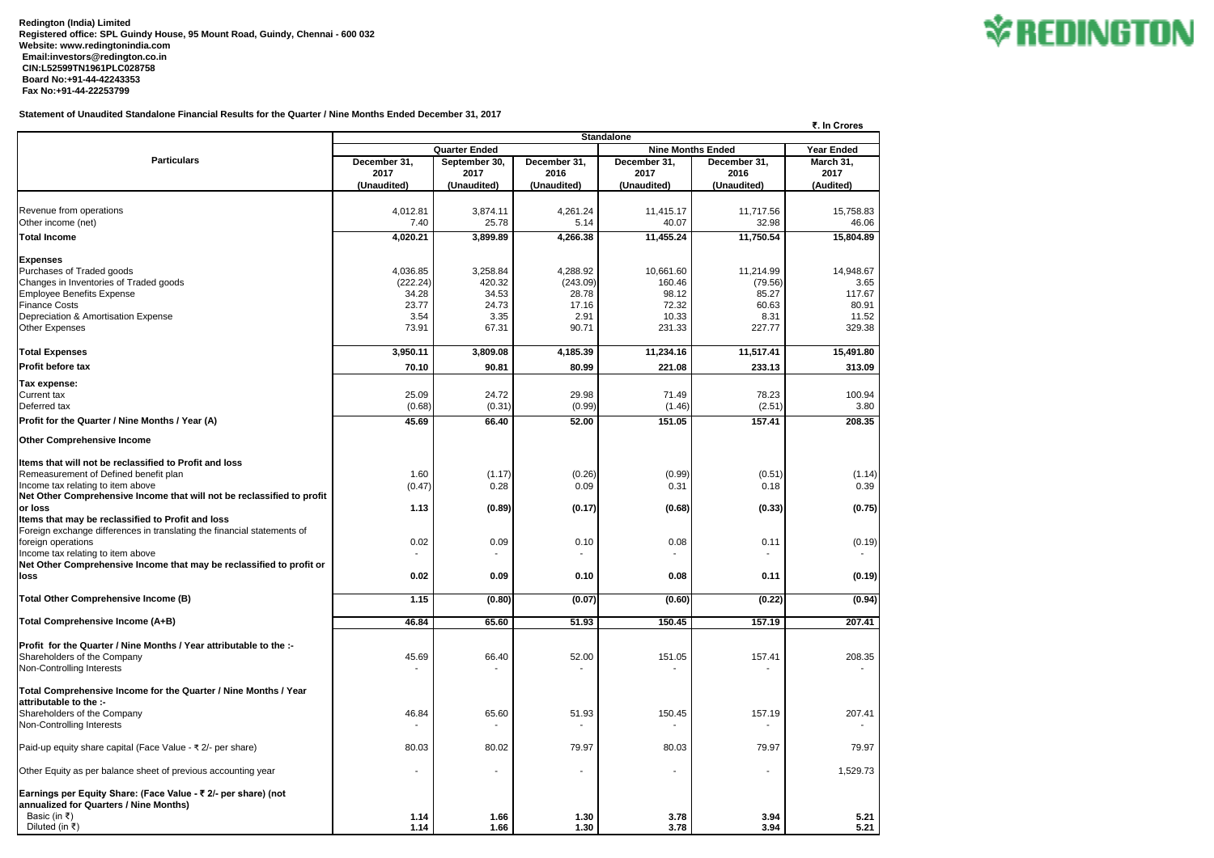**Redington (India) Limited**
**Registered office: SPL Guindy House, 95 Mount Road, Guindy, Chennai - 600 032**
**Website: www.redingtonindia.com**
**Email:investors@redington.co.in**
**CIN:L52599TN1961PLC028758**
**Board No:+91-44-42243353**
**Fax No:+91-44-22253799**

REDINGTON

**Statement of Unaudited Standalone Financial Results for the Quarter / Nine Months Ended December 31, 2017**

₹. In Crores

| Particulars | Standalone | | | | | |
|---|---|---|---|---|---|---|
| | Quarter Ended | | | Nine Months Ended | | Year Ended |
| | December 31, 2017 (Unaudited) | September 30, 2017 (Unaudited) | December 31, 2016 (Unaudited) | December 31, 2017 (Unaudited) | December 31, 2016 (Unaudited) | March 31, 2017 (Audited) |
| Revenue from operations | 4,012.81 | 3,874.11 | 4,261.24 | 11,415.17 | 11,717.56 | 15,758.83 |
| Other income (net) | 7.40 | 25.78 | 5.14 | 40.07 | 32.98 | 46.06 |
| **Total Income** | **4,020.21** | **3,899.89** | **4,266.38** | **11,455.24** | **11,750.54** | **15,804.89** |
| **Expenses** | | | | | | |
| Purchases of Traded goods | 4,036.85 | 3,258.84 | 4,288.92 | 10,661.60 | 11,214.99 | 14,948.67 |
| Changes in Inventories of Traded goods | (222.24) | 420.32 | (243.09) | 160.46 | (79.56) | 3.65 |
| Employee Benefits Expense | 34.28 | 34.53 | 28.78 | 98.12 | 85.27 | 117.67 |
| Finance Costs | 23.77 | 24.73 | 17.16 | 72.32 | 60.63 | 80.91 |
| Depreciation & Amortisation Expense | 3.54 | 3.35 | 2.91 | 10.33 | 8.31 | 11.52 |
| Other Expenses | 73.91 | 67.31 | 90.71 | 231.33 | 227.77 | 329.38 |
| **Total Expenses** | **3,950.11** | **3,809.08** | **4,185.39** | **11,234.16** | **11,517.41** | **15,491.80** |
| **Profit before tax** | **70.10** | **90.81** | **80.99** | **221.08** | **233.13** | **313.09** |
| **Tax expense:** | | | | | | |
| Current tax | 25.09 | 24.72 | 29.98 | 71.49 | 78.23 | 100.94 |
| Deferred tax | (0.68) | (0.31) | (0.99) | (1.46) | (2.51) | 3.80 |
| **Profit for the Quarter / Nine Months / Year (A)** | **45.69** | **66.40** | **52.00** | **151.05** | **157.41** | **208.35** |
| **Other Comprehensive Income** | | | | | | |
| **Items that will not be reclassified to Profit and loss** | | | | | | |
| Remeasurement of Defined benefit plan | 1.60 | (1.17) | (0.26) | (0.99) | (0.51) | (1.14) |
| Income tax relating to item above | (0.47) | 0.28 | 0.09 | 0.31 | 0.18 | 0.39 |
| **Net Other Comprehensive Income that will not be reclassified to profit or loss** | **1.13** | **(0.89)** | **(0.17)** | **(0.68)** | **(0.33)** | **(0.75)** |
| **Items that may be reclassified to Profit and loss** | | | | | | |
| Foreign exchange differences in translating the financial statements of foreign operations | 0.02 | 0.09 | 0.10 | 0.08 | 0.11 | (0.19) |
| Income tax relating to item above | - | - | - | - | - | - |
| **Net Other Comprehensive Income that may be reclassified to profit or loss** | **0.02** | **0.09** | **0.10** | **0.08** | **0.11** | **(0.19)** |
| **Total Other Comprehensive Income (B)** | **1.15** | **(0.80)** | **(0.07)** | **(0.60)** | **(0.22)** | **(0.94)** |
| **Total Comprehensive Income (A+B)** | **46.84** | **65.60** | **51.93** | **150.45** | **157.19** | **207.41** |
| **Profit for the Quarter / Nine Months / Year attributable to the :-** | | | | | | |
| Shareholders of the Company | 45.69 | 66.40 | 52.00 | 151.05 | 157.41 | 208.35 |
| Non-Controlling Interests | - | - | - | - | - | - |
| **Total Comprehensive Income for the Quarter / Nine Months / Year attributable to the :-** | | | | | | |
| Shareholders of the Company | 46.84 | 65.60 | 51.93 | 150.45 | 157.19 | 207.41 |
| Non-Controlling Interests | - | - | - | - | - | - |
| Paid-up equity share capital (Face Value - ₹ 2/- per share) | 80.03 | 80.02 | 79.97 | 80.03 | 79.97 | 79.97 |
| Other Equity as per balance sheet of previous accounting year | - | - | - | - | - | 1,529.73 |
| **Earnings per Equity Share: (Face Value - ₹ 2/- per share) (not annualized for Quarters / Nine Months)** | | | | | | |
| Basic (in ₹) | **1.14** | **1.66** | **1.30** | **3.78** | **3.94** | **5.21** |
| Diluted (in ₹) | **1.14** | **1.66** | **1.30** | **3.78** | **3.94** | **5.21** |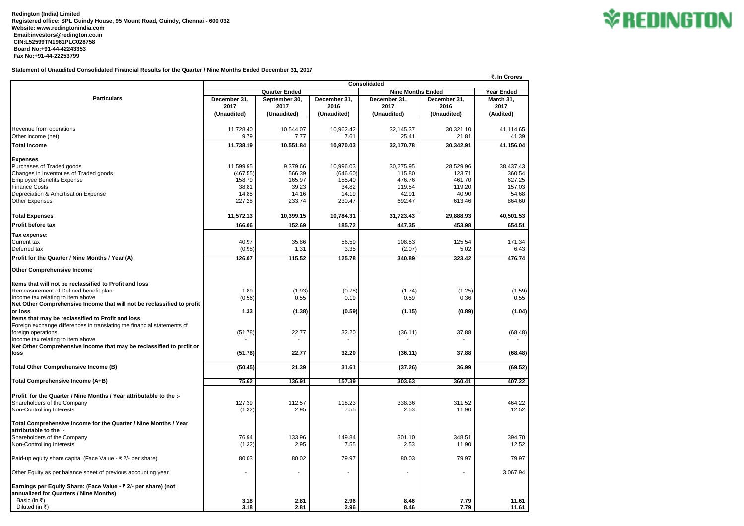**Redington (India) Limited**
**Registered office: SPL Guindy House, 95 Mount Road, Guindy, Chennai - 600 032**
**Website: www.redingtonindia.com**
**Email:investors@redington.co.in**
**CIN:L52599TN1961PLC028758**
**Board No:+91-44-42243353**
**Fax No:+91-44-22253799**

REDINGTON

**Statement of Unaudited Consolidated Financial Results for the Quarter / Nine Months Ended December 31, 2017**

₹. In Crores

| Particulars | Consolidated | | | | | |
|---|---|---|---|---|---|---|
| | Quarter Ended | | | Nine Months Ended | | Year Ended |
| | December 31, 2017 (Unaudited) | September 30, 2017 (Unaudited) | December 31, 2016 (Unaudited) | December 31, 2017 (Unaudited) | December 31, 2016 (Unaudited) | March 31, 2017 (Audited) |
| Revenue from operations | 11,728.40 | 10,544.07 | 10,962.42 | 32,145.37 | 30,321.10 | 41,114.65 |
| Other income (net) | 9.79 | 7.77 | 7.61 | 25.41 | 21.81 | 41.39 |
| **Total Income** | **11,738.19** | **10,551.84** | **10,970.03** | **32,170.78** | **30,342.91** | **41,156.04** |
| **Expenses** | | | | | | |
| Purchases of Traded goods | 11,599.95 | 9,379.66 | 10,996.03 | 30,275.95 | 28,529.96 | 38,437.43 |
| Changes in Inventories of Traded goods | (467.55) | 566.39 | (646.60) | 115.80 | 123.71 | 360.54 |
| Employee Benefits Expense | 158.79 | 165.97 | 155.40 | 476.76 | 461.70 | 627.25 |
| Finance Costs | 38.81 | 39.23 | 34.82 | 119.54 | 119.20 | 157.03 |
| Depreciation & Amortisation Expense | 14.85 | 14.16 | 14.19 | 42.91 | 40.90 | 54.68 |
| Other Expenses | 227.28 | 233.74 | 230.47 | 692.47 | 613.46 | 864.60 |
| **Total Expenses** | **11,572.13** | **10,399.15** | **10,784.31** | **31,723.43** | **29,888.93** | **40,501.53** |
| **Profit before tax** | **166.06** | **152.69** | **185.72** | **447.35** | **453.98** | **654.51** |
| **Tax expense:** | | | | | | |
| Current tax | 40.97 | 35.86 | 56.59 | 108.53 | 125.54 | 171.34 |
| Deferred tax | (0.98) | 1.31 | 3.35 | (2.07) | 5.02 | 6.43 |
| **Profit for the Quarter / Nine Months / Year (A)** | **126.07** | **115.52** | **125.78** | **340.89** | **323.42** | **476.74** |
| **Other Comprehensive Income** | | | | | | |
| **Items that will not be reclassified to Profit and loss** | | | | | | |
| Remeasurement of Defined benefit plan | 1.89 | (1.93) | (0.78) | (1.74) | (1.25) | (1.59) |
| Income tax relating to item above | (0.56) | 0.55 | 0.19 | 0.59 | 0.36 | 0.55 |
| **Net Other Comprehensive Income that will not be reclassified to profit or loss** | **1.33** | **(1.38)** | **(0.59)** | **(1.15)** | **(0.89)** | **(1.04)** |
| **Items that may be reclassified to Profit and loss** | | | | | | |
| Foreign exchange differences in translating the financial statements of foreign operations | (51.78) | 22.77 | 32.20 | (36.11) | 37.88 | (68.48) |
| Income tax relating to item above | - | - | - | - | - | - |
| **Net Other Comprehensive Income that may be reclassified to profit or loss** | **(51.78)** | **22.77** | **32.20** | **(36.11)** | **37.88** | **(68.48)** |
| **Total Other Comprehensive Income (B)** | **(50.45)** | **21.39** | **31.61** | **(37.26)** | **36.99** | **(69.52)** |
| **Total Comprehensive Income (A+B)** | **75.62** | **136.91** | **157.39** | **303.63** | **360.41** | **407.22** |
| **Profit for the Quarter / Nine Months / Year attributable to the :-** | | | | | | |
| Shareholders of the Company | 127.39 | 112.57 | 118.23 | 338.36 | 311.52 | 464.22 |
| Non-Controlling Interests | (1.32) | 2.95 | 7.55 | 2.53 | 11.90 | 12.52 |
| **Total Comprehensive Income for the Quarter / Nine Months / Year attributable to the :-** | | | | | | |
| Shareholders of the Company | 76.94 | 133.96 | 149.84 | 301.10 | 348.51 | 394.70 |
| Non-Controlling Interests | (1.32) | 2.95 | 7.55 | 2.53 | 11.90 | 12.52 |
| Paid-up equity share capital (Face Value - ₹ 2/- per share) | 80.03 | 80.02 | 79.97 | 80.03 | 79.97 | 79.97 |
| Other Equity as per balance sheet of previous accounting year | - | - | - | - | - | 3,067.94 |
| **Earnings per Equity Share: (Face Value - ₹ 2/- per share) (not annualized for Quarters / Nine Months)** | | | | | | |
| Basic (in ₹) | **3.18** | **2.81** | **2.96** | **8.46** | **7.79** | **11.61** |
| Diluted (in ₹) | **3.18** | **2.81** | **2.96** | **8.46** | **7.79** | **11.61** |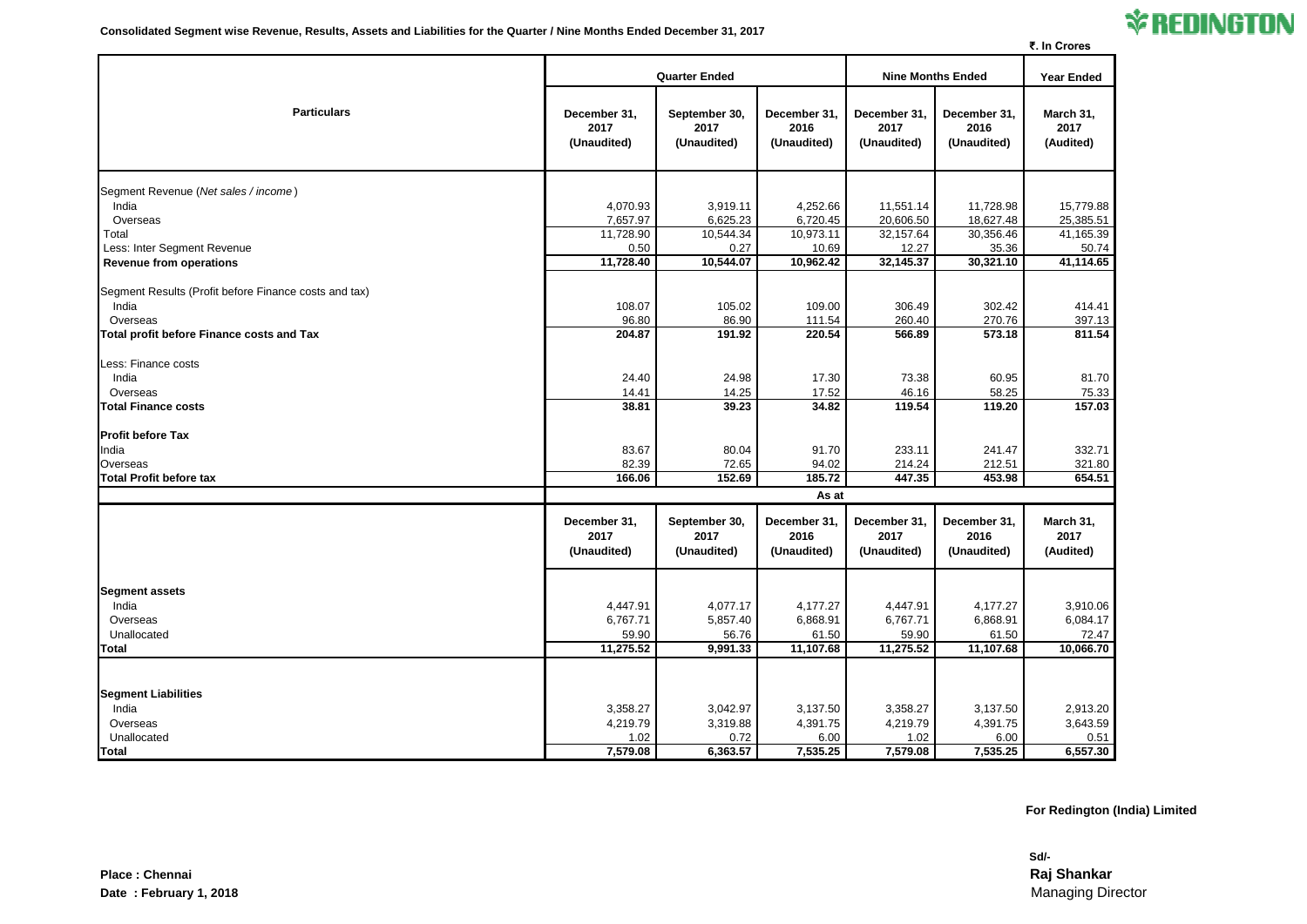**REDINGTON**

**Consolidated Segment wise Revenue, Results, Assets and Liabilities for the Quarter / Nine Months Ended December 31, 2017**

₹. In Crores

| Particulars | Quarter Ended | | | Nine Months Ended | | Year Ended |
|---|---|---|---|---|---|---|
| | December 31, 2017 (Unaudited) | September 30, 2017 (Unaudited) | December 31, 2016 (Unaudited) | December 31, 2017 (Unaudited) | December 31, 2016 (Unaudited) | March 31, 2017 (Audited) |
| Segment Revenue (*Net sales / income*) | | | | | | |
| India | 4,070.93 | 3,919.11 | 4,252.66 | 11,551.14 | 11,728.98 | 15,779.88 |
| Overseas | 7,657.97 | 6,625.23 | 6,720.45 | 20,606.50 | 18,627.48 | 25,385.51 |
| Total | 11,728.90 | 10,544.34 | 10,973.11 | 32,157.64 | 30,356.46 | 41,165.39 |
| Less: Inter Segment Revenue | 0.50 | 0.27 | 10.69 | 12.27 | 35.36 | 50.74 |
| **Revenue from operations** | **11,728.40** | **10,544.07** | **10,962.42** | **32,145.37** | **30,321.10** | **41,114.65** |
| Segment Results (Profit before Finance costs and tax) | | | | | | |
| India | 108.07 | 105.02 | 109.00 | 306.49 | 302.42 | 414.41 |
| Overseas | 96.80 | 86.90 | 111.54 | 260.40 | 270.76 | 397.13 |
| **Total profit before Finance costs and Tax** | **204.87** | **191.92** | **220.54** | **566.89** | **573.18** | **811.54** |
| Less: Finance costs | | | | | | |
| India | 24.40 | 24.98 | 17.30 | 73.38 | 60.95 | 81.70 |
| Overseas | 14.41 | 14.25 | 17.52 | 46.16 | 58.25 | 75.33 |
| **Total Finance costs** | **38.81** | **39.23** | **34.82** | **119.54** | **119.20** | **157.03** |
| **Profit before Tax** | | | | | | |
| India | 83.67 | 80.04 | 91.70 | 233.11 | 241.47 | 332.71 |
| Overseas | 82.39 | 72.65 | 94.02 | 214.24 | 212.51 | 321.80 |
| **Total Profit before tax** | **166.06** | **152.69** | **185.72** | **447.35** | **453.98** | **654.51** |
| | **As at** | | | | | |
| | December 31, 2017 (Unaudited) | September 30, 2017 (Unaudited) | December 31, 2016 (Unaudited) | December 31, 2017 (Unaudited) | December 31, 2016 (Unaudited) | March 31, 2017 (Audited) |
| **Segment assets** | | | | | | |
| India | 4,447.91 | 4,077.17 | 4,177.27 | 4,447.91 | 4,177.27 | 3,910.06 |
| Overseas | 6,767.71 | 5,857.40 | 6,868.91 | 6,767.71 | 6,868.91 | 6,084.17 |
| Unallocated | 59.90 | 56.76 | 61.50 | 59.90 | 61.50 | 72.47 |
| **Total** | **11,275.52** | **9,991.33** | **11,107.68** | **11,275.52** | **11,107.68** | **10,066.70** |
| **Segment Liabilities** | | | | | | |
| India | 3,358.27 | 3,042.97 | 3,137.50 | 3,358.27 | 3,137.50 | 2,913.20 |
| Overseas | 4,219.79 | 3,319.88 | 4,391.75 | 4,219.79 | 4,391.75 | 3,643.59 |
| Unallocated | 1.02 | 0.72 | 6.00 | 1.02 | 6.00 | 0.51 |
| **Total** | **7,579.08** | **6,363.57** | **7,535.25** | **7,579.08** | **7,535.25** | **6,557.30** |

**For Redington (India) Limited**

Sd/-
**Raj Shankar**
Managing Director

**Place : Chennai**
**Date : February 1, 2018**